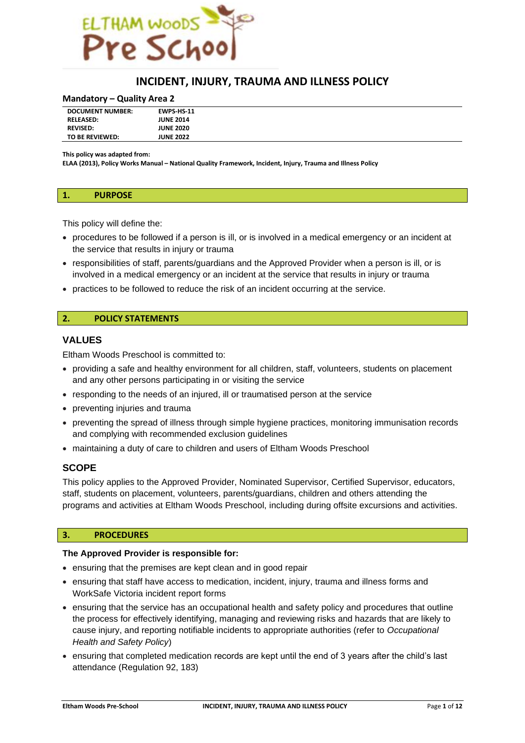# INCIDENT, INJURY, TRAUMA AND ILLNESS POLICY

**Mandatory – Quality Area 2**

| | |
|---|---|
| **DOCUMENT NUMBER:** | **EWPS-HS-11** |
| **RELEASED:** | **JUNE 2014** |
| **REVISED:** | **JUNE 2020** |
| **TO BE REVIEWED:** | **JUNE 2022** |

**This policy was adapted from:**
**ELAA (2013), Policy Works Manual – National Quality Framework, Incident, Injury, Trauma and Illness Policy**

## 1. PURPOSE

This policy will define the:

- procedures to be followed if a person is ill, or is involved in a medical emergency or an incident at the service that results in injury or trauma
- responsibilities of staff, parents/guardians and the Approved Provider when a person is ill, or is involved in a medical emergency or an incident at the service that results in injury or trauma
- practices to be followed to reduce the risk of an incident occurring at the service.

## 2. POLICY STATEMENTS

### VALUES

Eltham Woods Preschool is committed to:

- providing a safe and healthy environment for all children, staff, volunteers, students on placement and any other persons participating in or visiting the service
- responding to the needs of an injured, ill or traumatised person at the service
- preventing injuries and trauma
- preventing the spread of illness through simple hygiene practices, monitoring immunisation records and complying with recommended exclusion guidelines
- maintaining a duty of care to children and users of Eltham Woods Preschool

### SCOPE

This policy applies to the Approved Provider, Nominated Supervisor, Certified Supervisor, educators, staff, students on placement, volunteers, parents/guardians, children and others attending the programs and activities at Eltham Woods Preschool, including during offsite excursions and activities.

## 3. PROCEDURES

**The Approved Provider is responsible for:**

- ensuring that the premises are kept clean and in good repair
- ensuring that staff have access to medication, incident, injury, trauma and illness forms and WorkSafe Victoria incident report forms
- ensuring that the service has an occupational health and safety policy and procedures that outline the process for effectively identifying, managing and reviewing risks and hazards that are likely to cause injury, and reporting notifiable incidents to appropriate authorities (refer to *Occupational Health and Safety Policy*)
- ensuring that completed medication records are kept until the end of 3 years after the child's last attendance (Regulation 92, 183)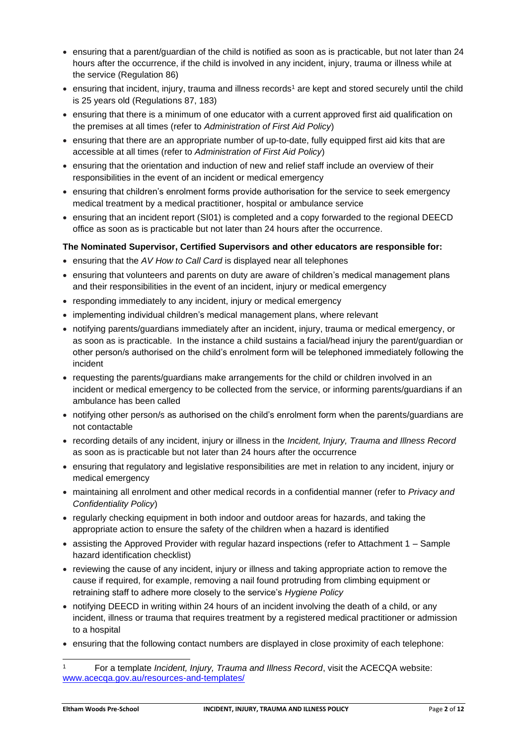- ensuring that a parent/guardian of the child is notified as soon as is practicable, but not later than 24 hours after the occurrence, if the child is involved in any incident, injury, trauma or illness while at the service (Regulation 86)
- ensuring that incident, injury, trauma and illness records[1] are kept and stored securely until the child is 25 years old (Regulations 87, 183)
- ensuring that there is a minimum of one educator with a current approved first aid qualification on the premises at all times (refer to *Administration of First Aid Policy*)
- ensuring that there are an appropriate number of up-to-date, fully equipped first aid kits that are accessible at all times (refer to *Administration of First Aid Policy*)
- ensuring that the orientation and induction of new and relief staff include an overview of their responsibilities in the event of an incident or medical emergency
- ensuring that children's enrolment forms provide authorisation for the service to seek emergency medical treatment by a medical practitioner, hospital or ambulance service
- ensuring that an incident report (SI01) is completed and a copy forwarded to the regional DEECD office as soon as is practicable but not later than 24 hours after the occurrence.

**The Nominated Supervisor, Certified Supervisors and other educators are responsible for:**

- ensuring that the *AV How to Call Card* is displayed near all telephones
- ensuring that volunteers and parents on duty are aware of children's medical management plans and their responsibilities in the event of an incident, injury or medical emergency
- responding immediately to any incident, injury or medical emergency
- implementing individual children's medical management plans, where relevant
- notifying parents/guardians immediately after an incident, injury, trauma or medical emergency, or as soon as is practicable. In the instance a child sustains a facial/head injury the parent/guardian or other person/s authorised on the child's enrolment form will be telephoned immediately following the incident
- requesting the parents/guardians make arrangements for the child or children involved in an incident or medical emergency to be collected from the service, or informing parents/guardians if an ambulance has been called
- notifying other person/s as authorised on the child's enrolment form when the parents/guardians are not contactable
- recording details of any incident, injury or illness in the *Incident, Injury, Trauma and Illness Record* as soon as is practicable but not later than 24 hours after the occurrence
- ensuring that regulatory and legislative responsibilities are met in relation to any incident, injury or medical emergency
- maintaining all enrolment and other medical records in a confidential manner (refer to *Privacy and Confidentiality Policy*)
- regularly checking equipment in both indoor and outdoor areas for hazards, and taking the appropriate action to ensure the safety of the children when a hazard is identified
- assisting the Approved Provider with regular hazard inspections (refer to Attachment 1 – Sample hazard identification checklist)
- reviewing the cause of any incident, injury or illness and taking appropriate action to remove the cause if required, for example, removing a nail found protruding from climbing equipment or retraining staff to adhere more closely to the service's *Hygiene Policy*
- notifying DEECD in writing within 24 hours of an incident involving the death of a child, or any incident, illness or trauma that requires treatment by a registered medical practitioner or admission to a hospital
- ensuring that the following contact numbers are displayed in close proximity of each telephone:

---

[1] For a template *Incident, Injury, Trauma and Illness Record*, visit the ACECQA website: www.acecqa.gov.au/resources-and-templates/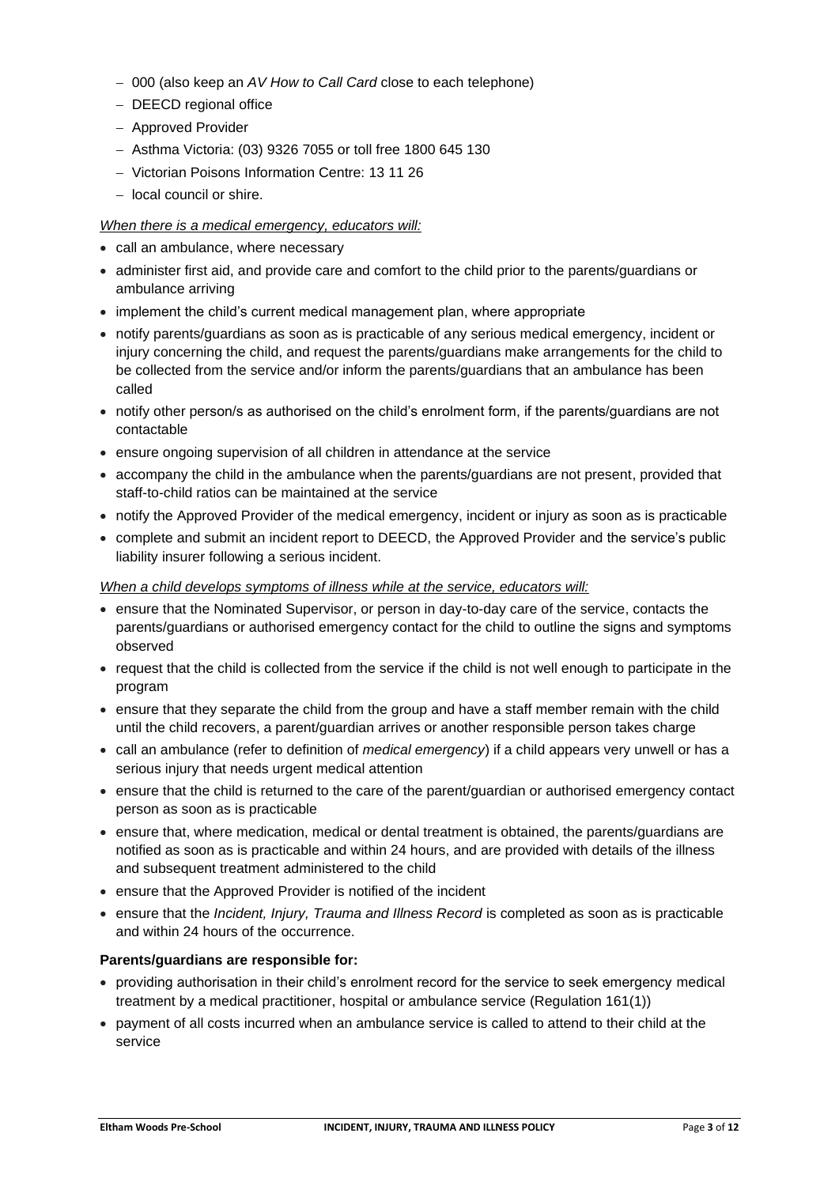- 000 (also keep an *AV How to Call Card* close to each telephone)
- DEECD regional office
- Approved Provider
- Asthma Victoria: (03) 9326 7055 or toll free 1800 645 130
- Victorian Poisons Information Centre: 13 11 26
- local council or shire.

*When there is a medical emergency, educators will:*

- call an ambulance, where necessary
- administer first aid, and provide care and comfort to the child prior to the parents/guardians or ambulance arriving
- implement the child's current medical management plan, where appropriate
- notify parents/guardians as soon as is practicable of any serious medical emergency, incident or injury concerning the child, and request the parents/guardians make arrangements for the child to be collected from the service and/or inform the parents/guardians that an ambulance has been called
- notify other person/s as authorised on the child's enrolment form, if the parents/guardians are not contactable
- ensure ongoing supervision of all children in attendance at the service
- accompany the child in the ambulance when the parents/guardians are not present, provided that staff-to-child ratios can be maintained at the service
- notify the Approved Provider of the medical emergency, incident or injury as soon as is practicable
- complete and submit an incident report to DEECD, the Approved Provider and the service's public liability insurer following a serious incident.

*When a child develops symptoms of illness while at the service, educators will:*

- ensure that the Nominated Supervisor, or person in day-to-day care of the service, contacts the parents/guardians or authorised emergency contact for the child to outline the signs and symptoms observed
- request that the child is collected from the service if the child is not well enough to participate in the program
- ensure that they separate the child from the group and have a staff member remain with the child until the child recovers, a parent/guardian arrives or another responsible person takes charge
- call an ambulance (refer to definition of *medical emergency*) if a child appears very unwell or has a serious injury that needs urgent medical attention
- ensure that the child is returned to the care of the parent/guardian or authorised emergency contact person as soon as is practicable
- ensure that, where medication, medical or dental treatment is obtained, the parents/guardians are notified as soon as is practicable and within 24 hours, and are provided with details of the illness and subsequent treatment administered to the child
- ensure that the Approved Provider is notified of the incident
- ensure that the *Incident, Injury, Trauma and Illness Record* is completed as soon as is practicable and within 24 hours of the occurrence.

**Parents/guardians are responsible for:**

- providing authorisation in their child's enrolment record for the service to seek emergency medical treatment by a medical practitioner, hospital or ambulance service (Regulation 161(1))
- payment of all costs incurred when an ambulance service is called to attend to their child at the service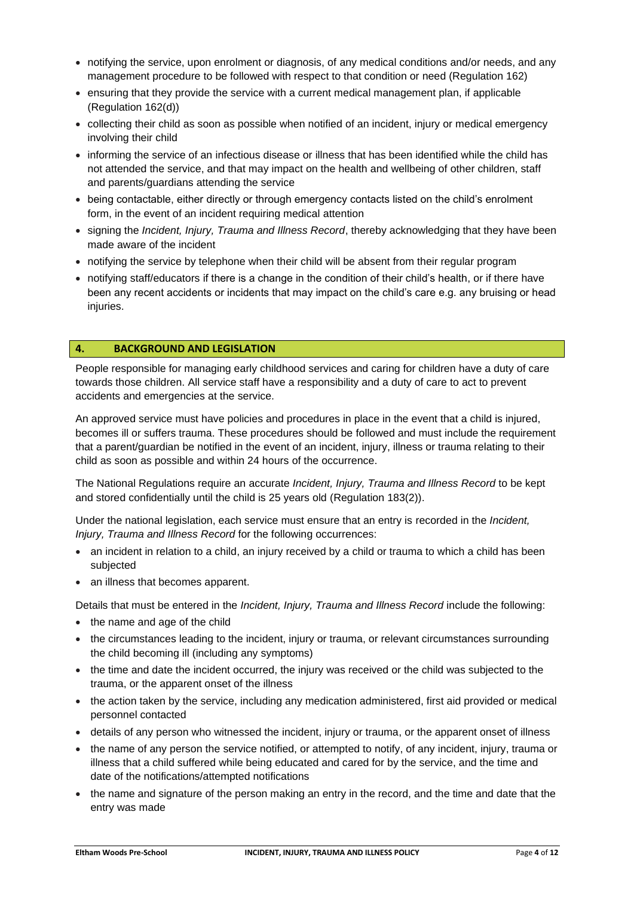- notifying the service, upon enrolment or diagnosis, of any medical conditions and/or needs, and any management procedure to be followed with respect to that condition or need (Regulation 162)
- ensuring that they provide the service with a current medical management plan, if applicable (Regulation 162(d))
- collecting their child as soon as possible when notified of an incident, injury or medical emergency involving their child
- informing the service of an infectious disease or illness that has been identified while the child has not attended the service, and that may impact on the health and wellbeing of other children, staff and parents/guardians attending the service
- being contactable, either directly or through emergency contacts listed on the child's enrolment form, in the event of an incident requiring medical attention
- signing the *Incident, Injury, Trauma and Illness Record*, thereby acknowledging that they have been made aware of the incident
- notifying the service by telephone when their child will be absent from their regular program
- notifying staff/educators if there is a change in the condition of their child's health, or if there have been any recent accidents or incidents that may impact on the child's care e.g. any bruising or head injuries.

## 4. BACKGROUND AND LEGISLATION

People responsible for managing early childhood services and caring for children have a duty of care towards those children. All service staff have a responsibility and a duty of care to act to prevent accidents and emergencies at the service.

An approved service must have policies and procedures in place in the event that a child is injured, becomes ill or suffers trauma. These procedures should be followed and must include the requirement that a parent/guardian be notified in the event of an incident, injury, illness or trauma relating to their child as soon as possible and within 24 hours of the occurrence.

The National Regulations require an accurate *Incident, Injury, Trauma and Illness Record* to be kept and stored confidentially until the child is 25 years old (Regulation 183(2)).

Under the national legislation, each service must ensure that an entry is recorded in the *Incident, Injury, Trauma and Illness Record* for the following occurrences:

- an incident in relation to a child, an injury received by a child or trauma to which a child has been subjected
- an illness that becomes apparent.

Details that must be entered in the *Incident, Injury, Trauma and Illness Record* include the following:

- the name and age of the child
- the circumstances leading to the incident, injury or trauma, or relevant circumstances surrounding the child becoming ill (including any symptoms)
- the time and date the incident occurred, the injury was received or the child was subjected to the trauma, or the apparent onset of the illness
- the action taken by the service, including any medication administered, first aid provided or medical personnel contacted
- details of any person who witnessed the incident, injury or trauma, or the apparent onset of illness
- the name of any person the service notified, or attempted to notify, of any incident, injury, trauma or illness that a child suffered while being educated and cared for by the service, and the time and date of the notifications/attempted notifications
- the name and signature of the person making an entry in the record, and the time and date that the entry was made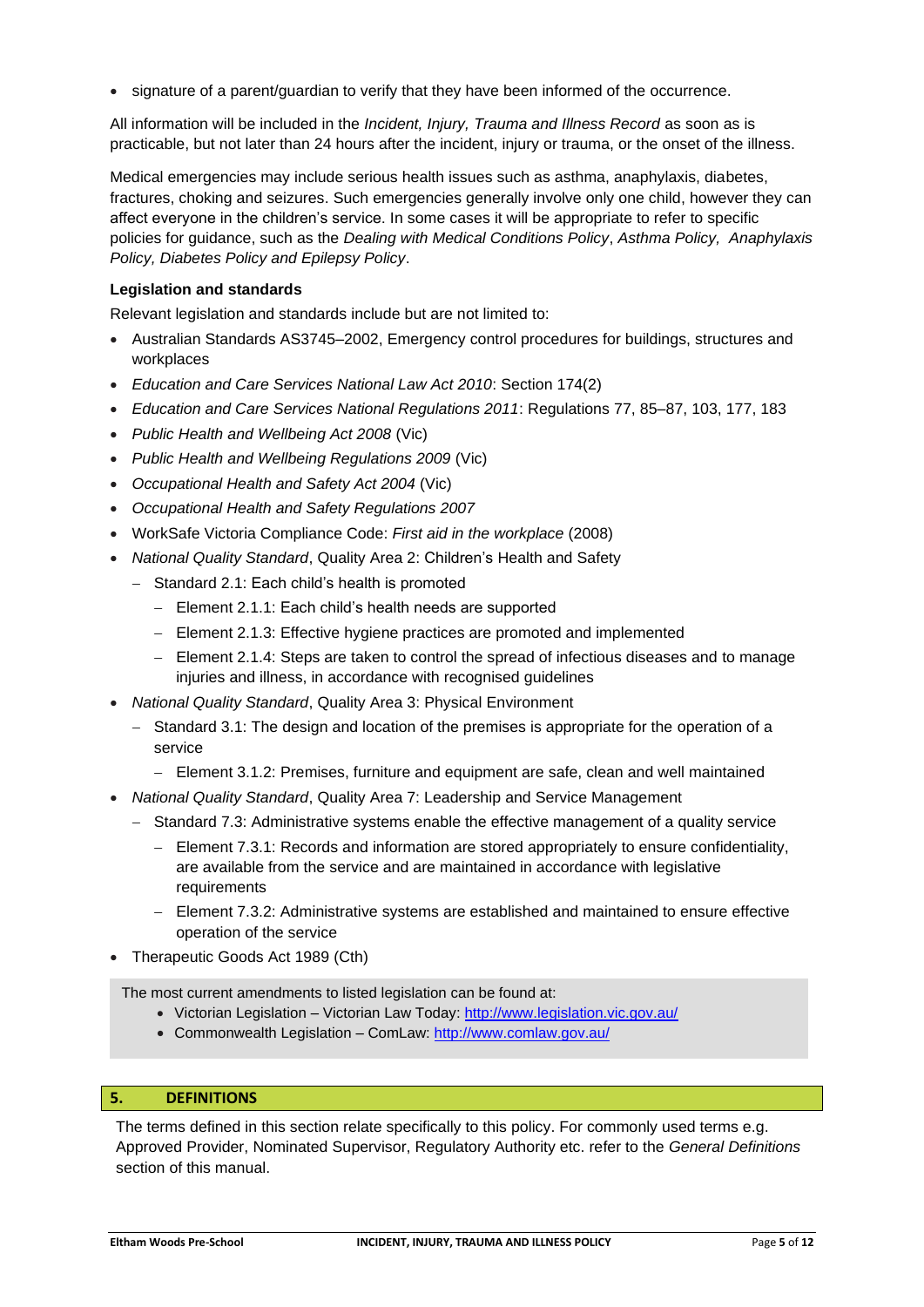- signature of a parent/guardian to verify that they have been informed of the occurrence.

All information will be included in the *Incident, Injury, Trauma and Illness Record* as soon as is practicable, but not later than 24 hours after the incident, injury or trauma, or the onset of the illness.

Medical emergencies may include serious health issues such as asthma, anaphylaxis, diabetes, fractures, choking and seizures. Such emergencies generally involve only one child, however they can affect everyone in the children's service. In some cases it will be appropriate to refer to specific policies for guidance, such as the *Dealing with Medical Conditions Policy*, *Asthma Policy, Anaphylaxis Policy, Diabetes Policy and Epilepsy Policy*.

**Legislation and standards**

Relevant legislation and standards include but are not limited to:

- Australian Standards AS3745–2002, Emergency control procedures for buildings, structures and workplaces
- *Education and Care Services National Law Act 2010*: Section 174(2)
- *Education and Care Services National Regulations 2011*: Regulations 77, 85–87, 103, 177, 183
- *Public Health and Wellbeing Act 2008* (Vic)
- *Public Health and Wellbeing Regulations 2009* (Vic)
- *Occupational Health and Safety Act 2004* (Vic)
- *Occupational Health and Safety Regulations 2007*
- WorkSafe Victoria Compliance Code: *First aid in the workplace* (2008)
- *National Quality Standard*, Quality Area 2: Children's Health and Safety
  - Standard 2.1: Each child's health is promoted
    - Element 2.1.1: Each child's health needs are supported
    - Element 2.1.3: Effective hygiene practices are promoted and implemented
    - Element 2.1.4: Steps are taken to control the spread of infectious diseases and to manage injuries and illness, in accordance with recognised guidelines
- *National Quality Standard*, Quality Area 3: Physical Environment
  - Standard 3.1: The design and location of the premises is appropriate for the operation of a service
    - Element 3.1.2: Premises, furniture and equipment are safe, clean and well maintained
- *National Quality Standard*, Quality Area 7: Leadership and Service Management
  - Standard 7.3: Administrative systems enable the effective management of a quality service
    - Element 7.3.1: Records and information are stored appropriately to ensure confidentiality, are available from the service and are maintained in accordance with legislative requirements
    - Element 7.3.2: Administrative systems are established and maintained to ensure effective operation of the service
- Therapeutic Goods Act 1989 (Cth)

The most current amendments to listed legislation can be found at:

- Victorian Legislation – Victorian Law Today: http://www.legislation.vic.gov.au/
- Commonwealth Legislation – ComLaw: http://www.comlaw.gov.au/

## 5. DEFINITIONS

The terms defined in this section relate specifically to this policy. For commonly used terms e.g. Approved Provider, Nominated Supervisor, Regulatory Authority etc. refer to the *General Definitions* section of this manual.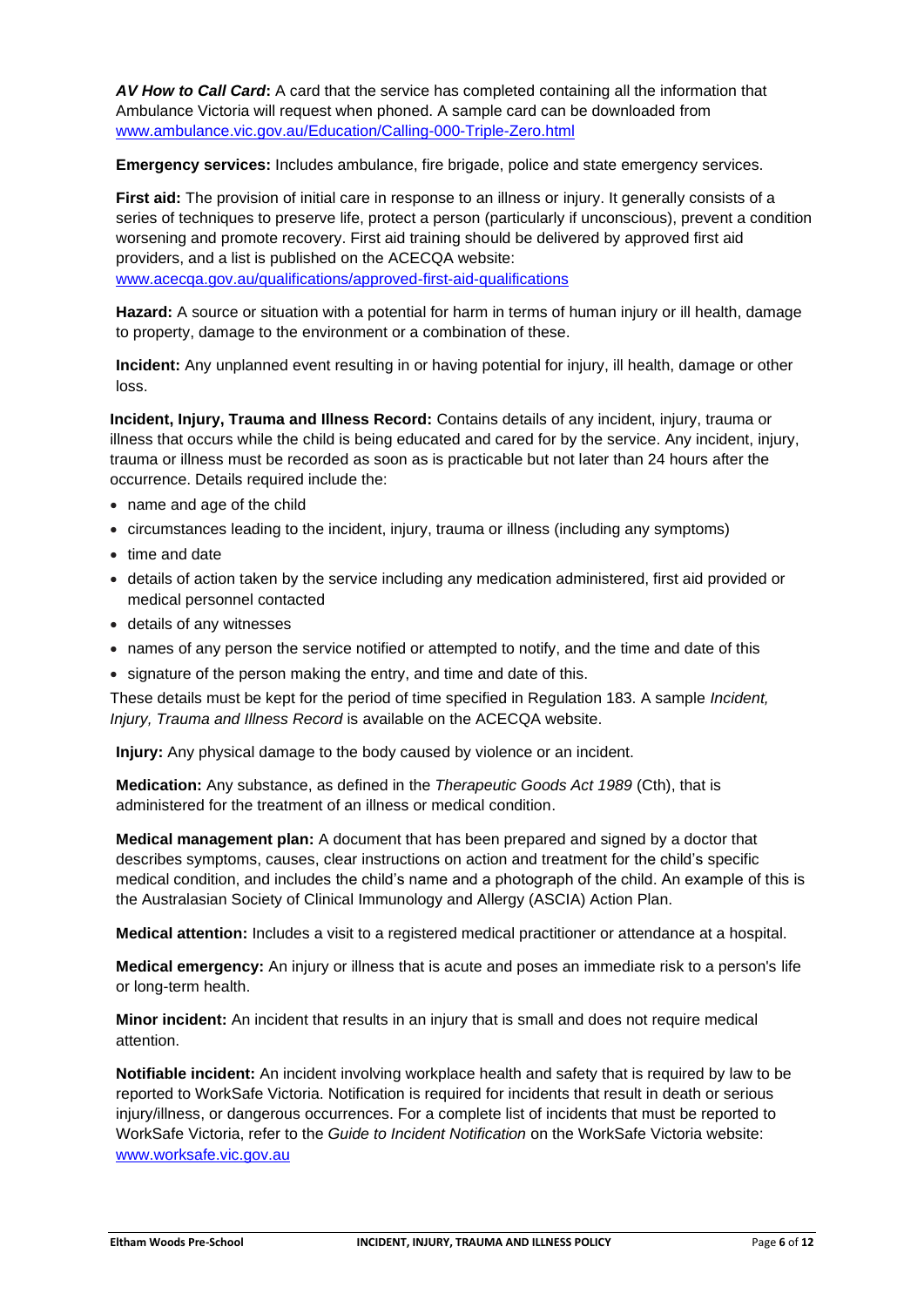***AV How to Call Card*:** A card that the service has completed containing all the information that Ambulance Victoria will request when phoned. A sample card can be downloaded from www.ambulance.vic.gov.au/Education/Calling-000-Triple-Zero.html

**Emergency services:** Includes ambulance, fire brigade, police and state emergency services.

**First aid:** The provision of initial care in response to an illness or injury. It generally consists of a series of techniques to preserve life, protect a person (particularly if unconscious), prevent a condition worsening and promote recovery. First aid training should be delivered by approved first aid providers, and a list is published on the ACECQA website: www.acecqa.gov.au/qualifications/approved-first-aid-qualifications

**Hazard:** A source or situation with a potential for harm in terms of human injury or ill health, damage to property, damage to the environment or a combination of these.

**Incident:** Any unplanned event resulting in or having potential for injury, ill health, damage or other loss.

**Incident, Injury, Trauma and Illness Record:** Contains details of any incident, injury, trauma or illness that occurs while the child is being educated and cared for by the service. Any incident, injury, trauma or illness must be recorded as soon as is practicable but not later than 24 hours after the occurrence. Details required include the:

- name and age of the child
- circumstances leading to the incident, injury, trauma or illness (including any symptoms)
- time and date
- details of action taken by the service including any medication administered, first aid provided or medical personnel contacted
- details of any witnesses
- names of any person the service notified or attempted to notify, and the time and date of this
- signature of the person making the entry, and time and date of this.

These details must be kept for the period of time specified in Regulation 183. A sample *Incident, Injury, Trauma and Illness Record* is available on the ACECQA website.

**Injury:** Any physical damage to the body caused by violence or an incident.

**Medication:** Any substance, as defined in the *Therapeutic Goods Act 1989* (Cth), that is administered for the treatment of an illness or medical condition.

**Medical management plan:** A document that has been prepared and signed by a doctor that describes symptoms, causes, clear instructions on action and treatment for the child's specific medical condition, and includes the child's name and a photograph of the child. An example of this is the Australasian Society of Clinical Immunology and Allergy (ASCIA) Action Plan.

**Medical attention:** Includes a visit to a registered medical practitioner or attendance at a hospital.

**Medical emergency:** An injury or illness that is acute and poses an immediate risk to a person's life or long-term health.

**Minor incident:** An incident that results in an injury that is small and does not require medical attention.

**Notifiable incident:** An incident involving workplace health and safety that is required by law to be reported to WorkSafe Victoria. Notification is required for incidents that result in death or serious injury/illness, or dangerous occurrences. For a complete list of incidents that must be reported to WorkSafe Victoria, refer to the *Guide to Incident Notification* on the WorkSafe Victoria website: www.worksafe.vic.gov.au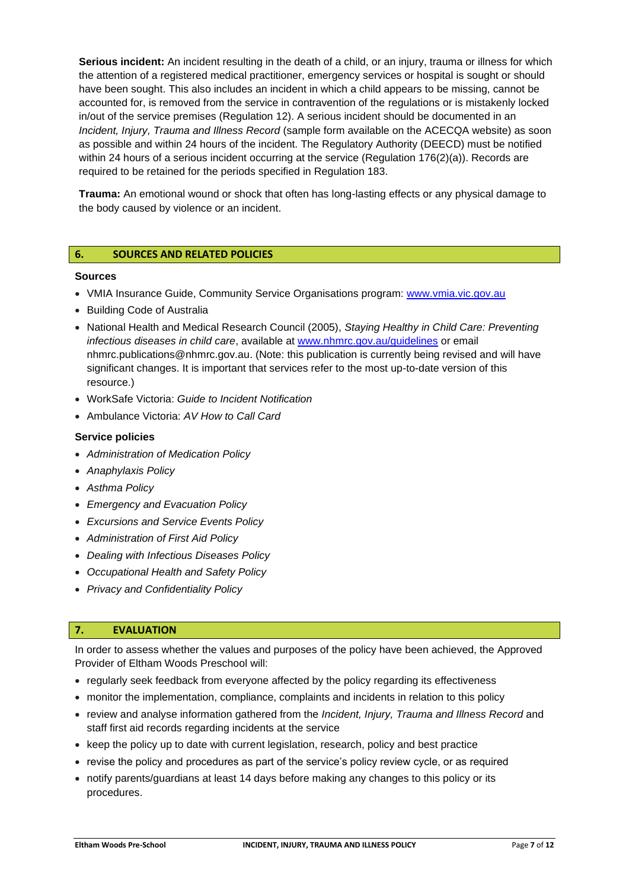**Serious incident:** An incident resulting in the death of a child, or an injury, trauma or illness for which the attention of a registered medical practitioner, emergency services or hospital is sought or should have been sought. This also includes an incident in which a child appears to be missing, cannot be accounted for, is removed from the service in contravention of the regulations or is mistakenly locked in/out of the service premises (Regulation 12). A serious incident should be documented in an *Incident, Injury, Trauma and Illness Record* (sample form available on the ACECQA website) as soon as possible and within 24 hours of the incident. The Regulatory Authority (DEECD) must be notified within 24 hours of a serious incident occurring at the service (Regulation 176(2)(a)). Records are required to be retained for the periods specified in Regulation 183.

**Trauma:** An emotional wound or shock that often has long-lasting effects or any physical damage to the body caused by violence or an incident.

## 6. SOURCES AND RELATED POLICIES

### Sources

- VMIA Insurance Guide, Community Service Organisations program: [www.vmia.vic.gov.au](http://www.vmia.vic.gov.au)
- Building Code of Australia
- National Health and Medical Research Council (2005), *Staying Healthy in Child Care: Preventing infectious diseases in child care*, available at [www.nhmrc.gov.au/guidelines](http://www.nhmrc.gov.au/guidelines) or email nhmrc.publications@nhmrc.gov.au. (Note: this publication is currently being revised and will have significant changes. It is important that services refer to the most up-to-date version of this resource.)
- WorkSafe Victoria: *Guide to Incident Notification*
- Ambulance Victoria: *AV How to Call Card*

### Service policies

- *Administration of Medication Policy*
- *Anaphylaxis Policy*
- *Asthma Policy*
- *Emergency and Evacuation Policy*
- *Excursions and Service Events Policy*
- *Administration of First Aid Policy*
- *Dealing with Infectious Diseases Policy*
- *Occupational Health and Safety Policy*
- *Privacy and Confidentiality Policy*

## 7. EVALUATION

In order to assess whether the values and purposes of the policy have been achieved, the Approved Provider of Eltham Woods Preschool will:

- regularly seek feedback from everyone affected by the policy regarding its effectiveness
- monitor the implementation, compliance, complaints and incidents in relation to this policy
- review and analyse information gathered from the *Incident, Injury, Trauma and Illness Record* and staff first aid records regarding incidents at the service
- keep the policy up to date with current legislation, research, policy and best practice
- revise the policy and procedures as part of the service's policy review cycle, or as required
- notify parents/guardians at least 14 days before making any changes to this policy or its procedures.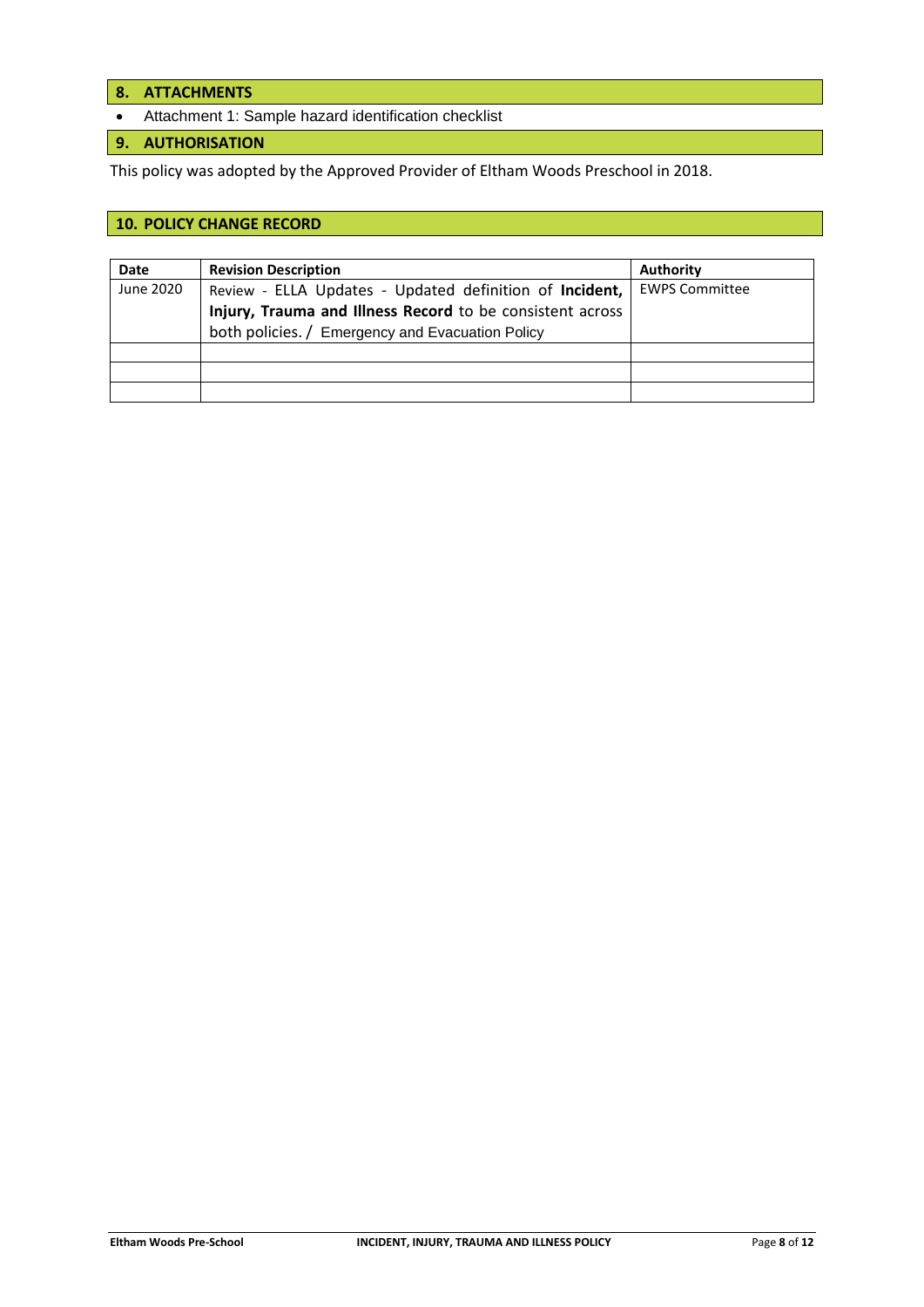## 8. ATTACHMENTS

- Attachment 1: Sample hazard identification checklist

## 9. AUTHORISATION

This policy was adopted by the Approved Provider of Eltham Woods Preschool in 2018.

## 10. POLICY CHANGE RECORD

| Date | Revision Description | Authority |
|---|---|---|
| June 2020 | Review - ELLA Updates - Updated definition of **Incident, Injury, Trauma and Illness Record** to be consistent across both policies. / Emergency and Evacuation Policy | EWPS Committee |
| | | |
| | | |
| | | |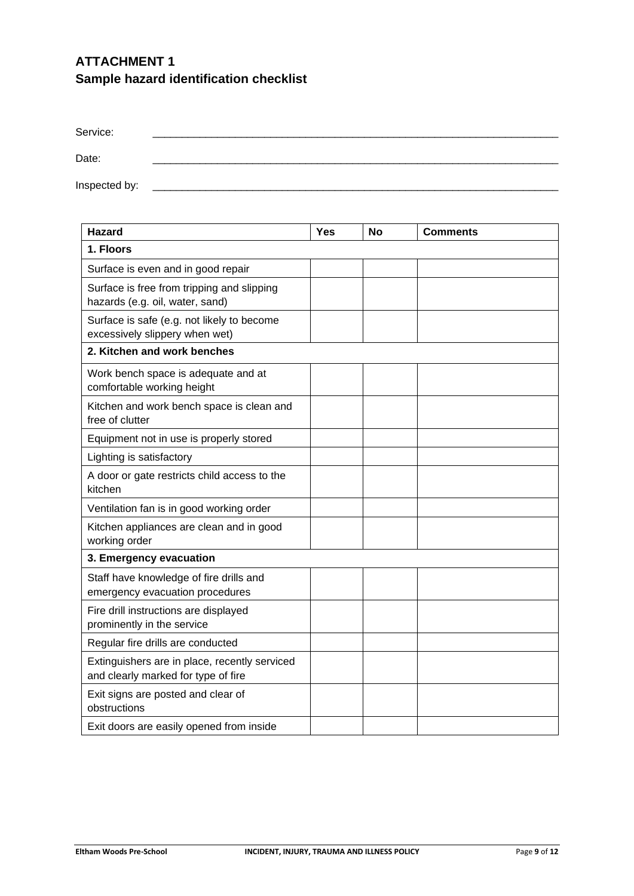## ATTACHMENT 1
## Sample hazard identification checklist

Service: ______________________________________________________________________

Date: ______________________________________________________________________

Inspected by: ______________________________________________________________________

| Hazard | Yes | No | Comments |
|---|---|---|---|
| **1. Floors** | | | |
| Surface is even and in good repair | | | |
| Surface is free from tripping and slipping hazards (e.g. oil, water, sand) | | | |
| Surface is safe (e.g. not likely to become excessively slippery when wet) | | | |
| **2. Kitchen and work benches** | | | |
| Work bench space is adequate and at comfortable working height | | | |
| Kitchen and work bench space is clean and free of clutter | | | |
| Equipment not in use is properly stored | | | |
| Lighting is satisfactory | | | |
| A door or gate restricts child access to the kitchen | | | |
| Ventilation fan is in good working order | | | |
| Kitchen appliances are clean and in good working order | | | |
| **3. Emergency evacuation** | | | |
| Staff have knowledge of fire drills and emergency evacuation procedures | | | |
| Fire drill instructions are displayed prominently in the service | | | |
| Regular fire drills are conducted | | | |
| Extinguishers are in place, recently serviced and clearly marked for type of fire | | | |
| Exit signs are posted and clear of obstructions | | | |
| Exit doors are easily opened from inside | | | |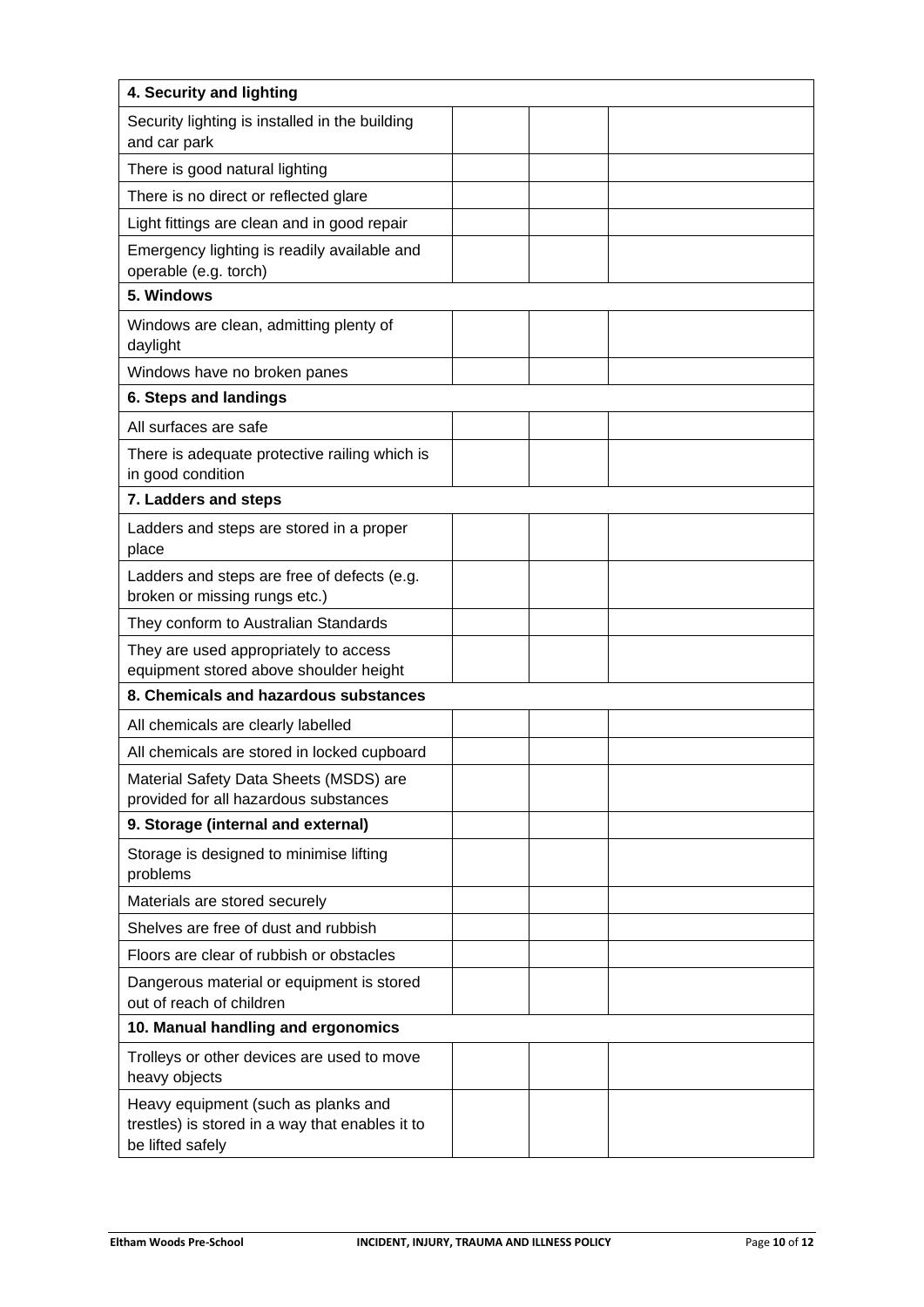| 4. Security and lighting | | | |
|---|---|---|---|
| Security lighting is installed in the building and car park | | | |
| There is good natural lighting | | | |
| There is no direct or reflected glare | | | |
| Light fittings are clean and in good repair | | | |
| Emergency lighting is readily available and operable (e.g. torch) | | | |
| **5. Windows** | | | |
| Windows are clean, admitting plenty of daylight | | | |
| Windows have no broken panes | | | |
| **6. Steps and landings** | | | |
| All surfaces are safe | | | |
| There is adequate protective railing which is in good condition | | | |
| **7. Ladders and steps** | | | |
| Ladders and steps are stored in a proper place | | | |
| Ladders and steps are free of defects (e.g. broken or missing rungs etc.) | | | |
| They conform to Australian Standards | | | |
| They are used appropriately to access equipment stored above shoulder height | | | |
| **8. Chemicals and hazardous substances** | | | |
| All chemicals are clearly labelled | | | |
| All chemicals are stored in locked cupboard | | | |
| Material Safety Data Sheets (MSDS) are provided for all hazardous substances | | | |
| **9. Storage (internal and external)** | | | |
| Storage is designed to minimise lifting problems | | | |
| Materials are stored securely | | | |
| Shelves are free of dust and rubbish | | | |
| Floors are clear of rubbish or obstacles | | | |
| Dangerous material or equipment is stored out of reach of children | | | |
| **10. Manual handling and ergonomics** | | | |
| Trolleys or other devices are used to move heavy objects | | | |
| Heavy equipment (such as planks and trestles) is stored in a way that enables it to be lifted safely | | | |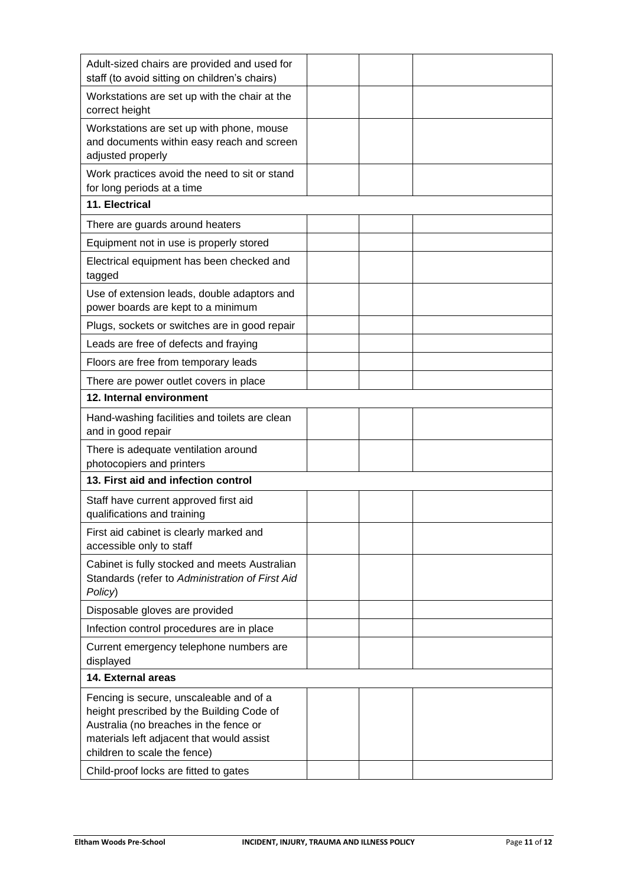| | | | |
|---|---|---|---|
| Adult-sized chairs are provided and used for staff (to avoid sitting on children's chairs) | | | |
| Workstations are set up with the chair at the correct height | | | |
| Workstations are set up with phone, mouse and documents within easy reach and screen adjusted properly | | | |
| Work practices avoid the need to sit or stand for long periods at a time | | | |
| **11. Electrical** | | | |
| There are guards around heaters | | | |
| Equipment not in use is properly stored | | | |
| Electrical equipment has been checked and tagged | | | |
| Use of extension leads, double adaptors and power boards are kept to a minimum | | | |
| Plugs, sockets or switches are in good repair | | | |
| Leads are free of defects and fraying | | | |
| Floors are free from temporary leads | | | |
| There are power outlet covers in place | | | |
| **12. Internal environment** | | | |
| Hand-washing facilities and toilets are clean and in good repair | | | |
| There is adequate ventilation around photocopiers and printers | | | |
| **13. First aid and infection control** | | | |
| Staff have current approved first aid qualifications and training | | | |
| First aid cabinet is clearly marked and accessible only to staff | | | |
| Cabinet is fully stocked and meets Australian Standards (refer to *Administration of First Aid Policy*) | | | |
| Disposable gloves are provided | | | |
| Infection control procedures are in place | | | |
| Current emergency telephone numbers are displayed | | | |
| **14. External areas** | | | |
| Fencing is secure, unscaleable and of a height prescribed by the Building Code of Australia (no breaches in the fence or materials left adjacent that would assist children to scale the fence) | | | |
| Child-proof locks are fitted to gates | | | |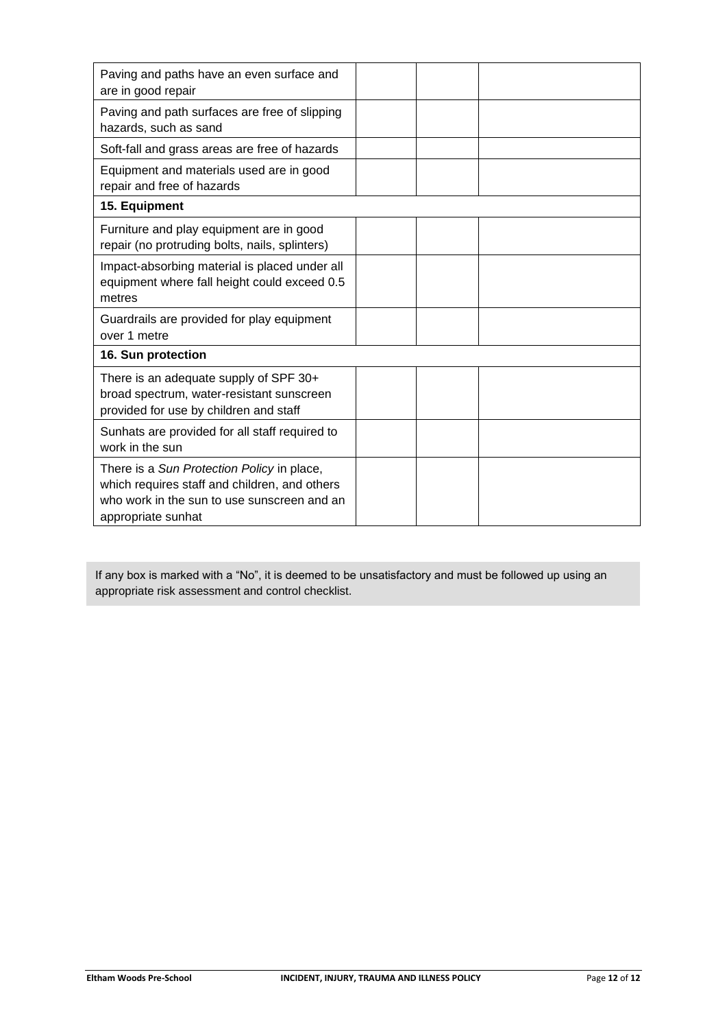| | | | |
|---|---|---|---|
| Paving and paths have an even surface and are in good repair | | | |
| Paving and path surfaces are free of slipping hazards, such as sand | | | |
| Soft-fall and grass areas are free of hazards | | | |
| Equipment and materials used are in good repair and free of hazards | | | |
| **15. Equipment** | | | |
| Furniture and play equipment are in good repair (no protruding bolts, nails, splinters) | | | |
| Impact-absorbing material is placed under all equipment where fall height could exceed 0.5 metres | | | |
| Guardrails are provided for play equipment over 1 metre | | | |
| **16. Sun protection** | | | |
| There is an adequate supply of SPF 30+ broad spectrum, water-resistant sunscreen provided for use by children and staff | | | |
| Sunhats are provided for all staff required to work in the sun | | | |
| There is a *Sun Protection Policy* in place, which requires staff and children, and others who work in the sun to use sunscreen and an appropriate sunhat | | | |

If any box is marked with a "No", it is deemed to be unsatisfactory and must be followed up using an appropriate risk assessment and control checklist.